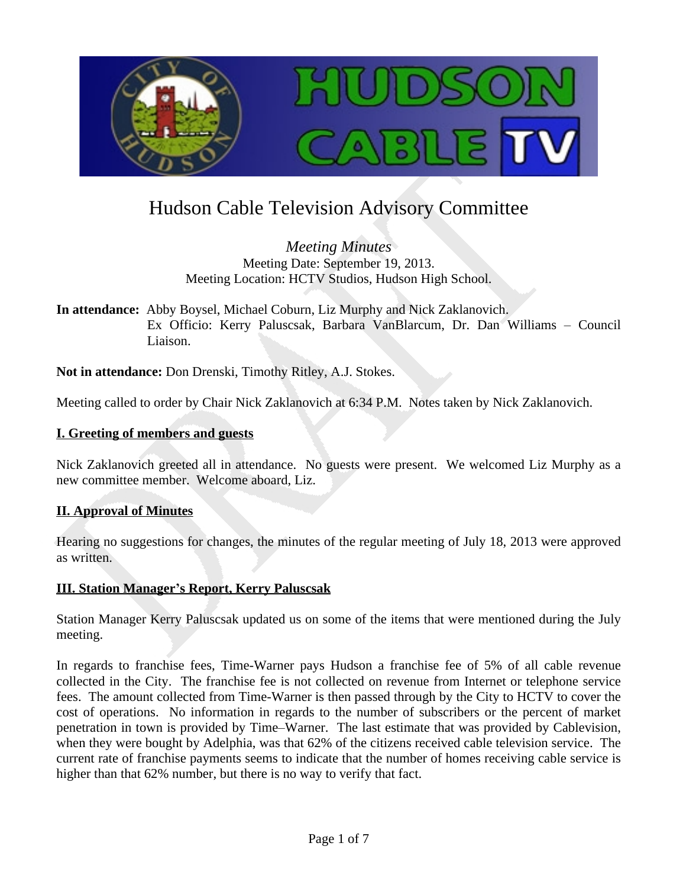# Hudson Cable Television Advisory Committee

*Meeting Minutes*
Meeting Date: September 19, 2013.
Meeting Location: HCTV Studios, Hudson High School.

**In attendance:** Abby Boysel, Michael Coburn, Liz Murphy and Nick Zaklanovich.
Ex Officio: Kerry Paluscsak, Barbara VanBlarcum, Dr. Dan Williams – Council Liaison.

**Not in attendance:** Don Drenski, Timothy Ritley, A.J. Stokes.

Meeting called to order by Chair Nick Zaklanovich at 6:34 P.M. Notes taken by Nick Zaklanovich.

## I. Greeting of members and guests

Nick Zaklanovich greeted all in attendance. No guests were present. We welcomed Liz Murphy as a new committee member. Welcome aboard, Liz.

## II. Approval of Minutes

Hearing no suggestions for changes, the minutes of the regular meeting of July 18, 2013 were approved as written.

## III. Station Manager's Report, Kerry Paluscsak

Station Manager Kerry Paluscsak updated us on some of the items that were mentioned during the July meeting.

In regards to franchise fees, Time-Warner pays Hudson a franchise fee of 5% of all cable revenue collected in the City. The franchise fee is not collected on revenue from Internet or telephone service fees. The amount collected from Time-Warner is then passed through by the City to HCTV to cover the cost of operations. No information in regards to the number of subscribers or the percent of market penetration in town is provided by Time–Warner. The last estimate that was provided by Cablevision, when they were bought by Adelphia, was that 62% of the citizens received cable television service. The current rate of franchise payments seems to indicate that the number of homes receiving cable service is higher than that 62% number, but there is no way to verify that fact.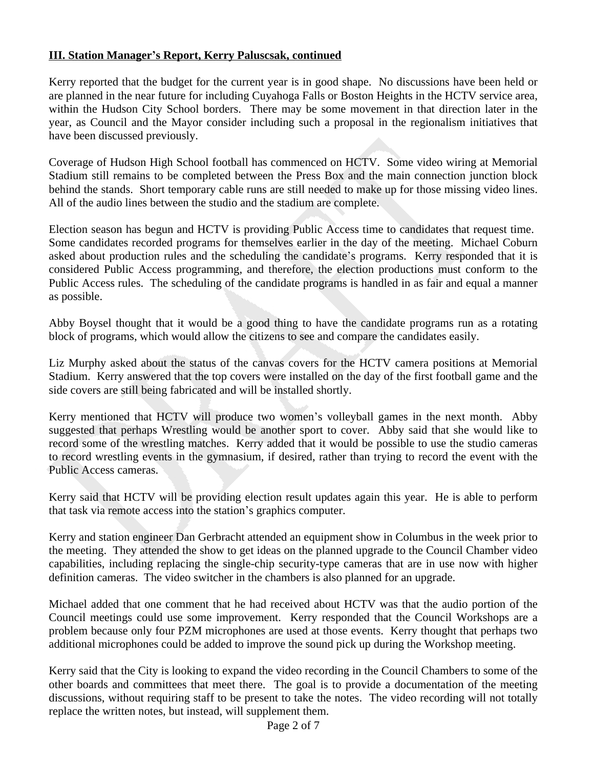**III. Station Manager's Report, Kerry Paluscsak, continued**

Kerry reported that the budget for the current year is in good shape. No discussions have been held or are planned in the near future for including Cuyahoga Falls or Boston Heights in the HCTV service area, within the Hudson City School borders. There may be some movement in that direction later in the year, as Council and the Mayor consider including such a proposal in the regionalism initiatives that have been discussed previously.

Coverage of Hudson High School football has commenced on HCTV. Some video wiring at Memorial Stadium still remains to be completed between the Press Box and the main connection junction block behind the stands. Short temporary cable runs are still needed to make up for those missing video lines. All of the audio lines between the studio and the stadium are complete.

Election season has begun and HCTV is providing Public Access time to candidates that request time. Some candidates recorded programs for themselves earlier in the day of the meeting. Michael Coburn asked about production rules and the scheduling the candidate's programs. Kerry responded that it is considered Public Access programming, and therefore, the election productions must conform to the Public Access rules. The scheduling of the candidate programs is handled in as fair and equal a manner as possible.

Abby Boysel thought that it would be a good thing to have the candidate programs run as a rotating block of programs, which would allow the citizens to see and compare the candidates easily.

Liz Murphy asked about the status of the canvas covers for the HCTV camera positions at Memorial Stadium. Kerry answered that the top covers were installed on the day of the first football game and the side covers are still being fabricated and will be installed shortly.

Kerry mentioned that HCTV will produce two women's volleyball games in the next month. Abby suggested that perhaps Wrestling would be another sport to cover. Abby said that she would like to record some of the wrestling matches. Kerry added that it would be possible to use the studio cameras to record wrestling events in the gymnasium, if desired, rather than trying to record the event with the Public Access cameras.

Kerry said that HCTV will be providing election result updates again this year. He is able to perform that task via remote access into the station's graphics computer.

Kerry and station engineer Dan Gerbracht attended an equipment show in Columbus in the week prior to the meeting. They attended the show to get ideas on the planned upgrade to the Council Chamber video capabilities, including replacing the single-chip security-type cameras that are in use now with higher definition cameras. The video switcher in the chambers is also planned for an upgrade.

Michael added that one comment that he had received about HCTV was that the audio portion of the Council meetings could use some improvement. Kerry responded that the Council Workshops are a problem because only four PZM microphones are used at those events. Kerry thought that perhaps two additional microphones could be added to improve the sound pick up during the Workshop meeting.

Kerry said that the City is looking to expand the video recording in the Council Chambers to some of the other boards and committees that meet there. The goal is to provide a documentation of the meeting discussions, without requiring staff to be present to take the notes. The video recording will not totally replace the written notes, but instead, will supplement them.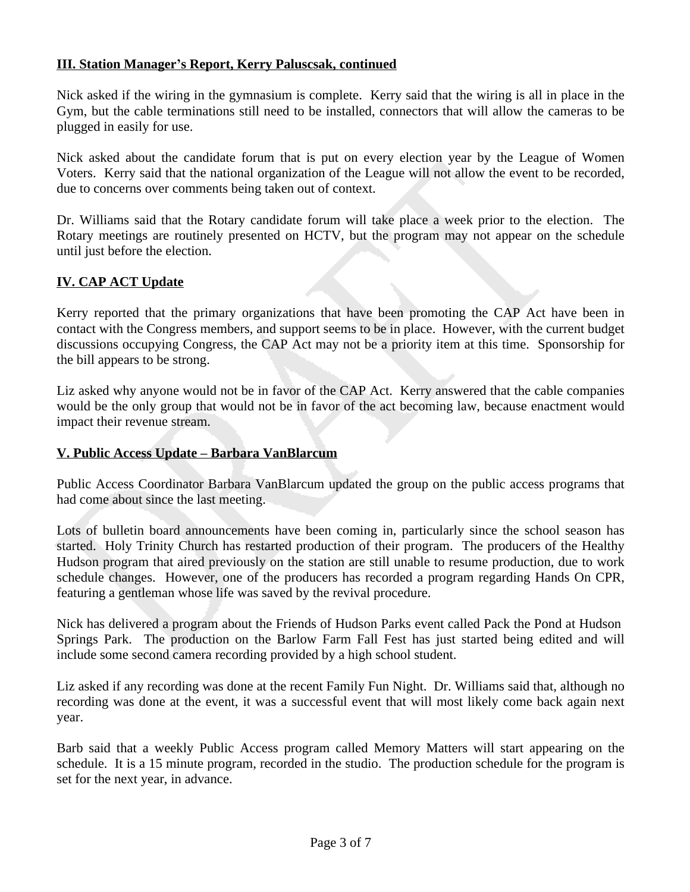## III. Station Manager's Report, Kerry Paluscsak, continued

Nick asked if the wiring in the gymnasium is complete. Kerry said that the wiring is all in place in the Gym, but the cable terminations still need to be installed, connectors that will allow the cameras to be plugged in easily for use.

Nick asked about the candidate forum that is put on every election year by the League of Women Voters. Kerry said that the national organization of the League will not allow the event to be recorded, due to concerns over comments being taken out of context.

Dr. Williams said that the Rotary candidate forum will take place a week prior to the election. The Rotary meetings are routinely presented on HCTV, but the program may not appear on the schedule until just before the election.

## IV. CAP ACT Update

Kerry reported that the primary organizations that have been promoting the CAP Act have been in contact with the Congress members, and support seems to be in place. However, with the current budget discussions occupying Congress, the CAP Act may not be a priority item at this time. Sponsorship for the bill appears to be strong.

Liz asked why anyone would not be in favor of the CAP Act. Kerry answered that the cable companies would be the only group that would not be in favor of the act becoming law, because enactment would impact their revenue stream.

## V. Public Access Update – Barbara VanBlarcum

Public Access Coordinator Barbara VanBlarcum updated the group on the public access programs that had come about since the last meeting.

Lots of bulletin board announcements have been coming in, particularly since the school season has started. Holy Trinity Church has restarted production of their program. The producers of the Healthy Hudson program that aired previously on the station are still unable to resume production, due to work schedule changes. However, one of the producers has recorded a program regarding Hands On CPR, featuring a gentleman whose life was saved by the revival procedure.

Nick has delivered a program about the Friends of Hudson Parks event called Pack the Pond at Hudson Springs Park. The production on the Barlow Farm Fall Fest has just started being edited and will include some second camera recording provided by a high school student.

Liz asked if any recording was done at the recent Family Fun Night. Dr. Williams said that, although no recording was done at the event, it was a successful event that will most likely come back again next year.

Barb said that a weekly Public Access program called Memory Matters will start appearing on the schedule. It is a 15 minute program, recorded in the studio. The production schedule for the program is set for the next year, in advance.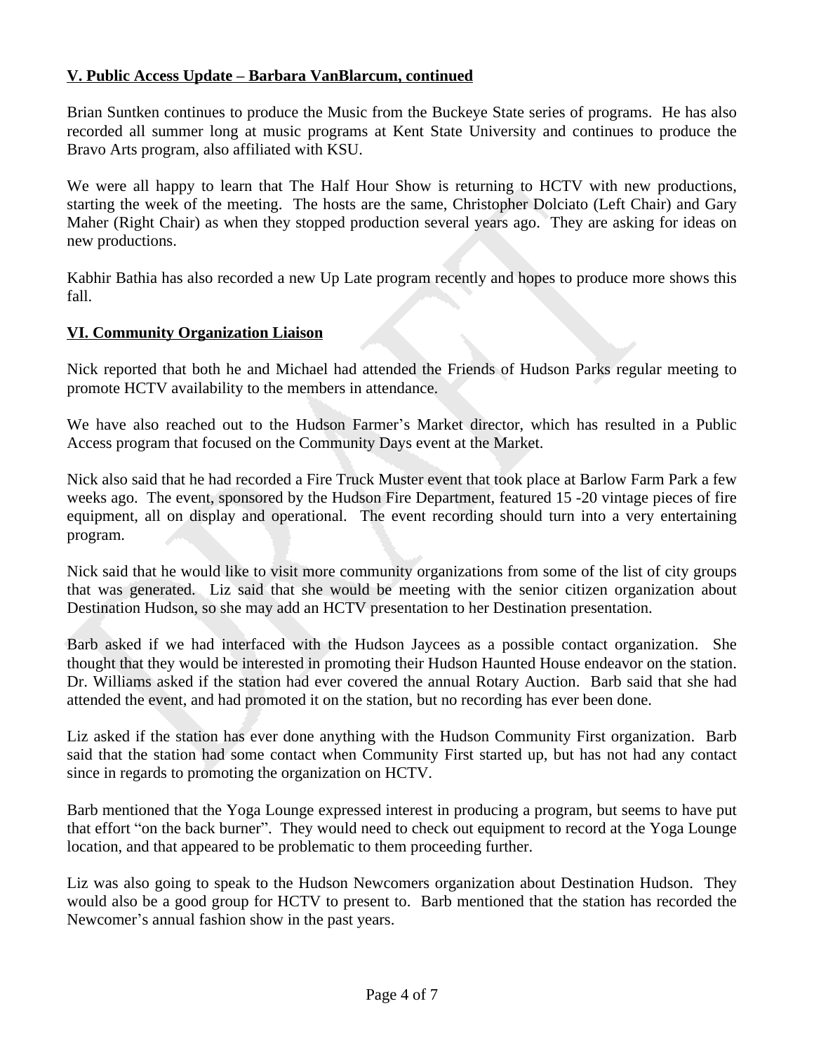**V. Public Access Update – Barbara VanBlarcum, continued**

Brian Suntken continues to produce the Music from the Buckeye State series of programs. He has also recorded all summer long at music programs at Kent State University and continues to produce the Bravo Arts program, also affiliated with KSU.

We were all happy to learn that The Half Hour Show is returning to HCTV with new productions, starting the week of the meeting. The hosts are the same, Christopher Dolciato (Left Chair) and Gary Maher (Right Chair) as when they stopped production several years ago. They are asking for ideas on new productions.

Kabhir Bathia has also recorded a new Up Late program recently and hopes to produce more shows this fall.

**VI. Community Organization Liaison**

Nick reported that both he and Michael had attended the Friends of Hudson Parks regular meeting to promote HCTV availability to the members in attendance.

We have also reached out to the Hudson Farmer's Market director, which has resulted in a Public Access program that focused on the Community Days event at the Market.

Nick also said that he had recorded a Fire Truck Muster event that took place at Barlow Farm Park a few weeks ago. The event, sponsored by the Hudson Fire Department, featured 15 -20 vintage pieces of fire equipment, all on display and operational. The event recording should turn into a very entertaining program.

Nick said that he would like to visit more community organizations from some of the list of city groups that was generated. Liz said that she would be meeting with the senior citizen organization about Destination Hudson, so she may add an HCTV presentation to her Destination presentation.

Barb asked if we had interfaced with the Hudson Jaycees as a possible contact organization. She thought that they would be interested in promoting their Hudson Haunted House endeavor on the station. Dr. Williams asked if the station had ever covered the annual Rotary Auction. Barb said that she had attended the event, and had promoted it on the station, but no recording has ever been done.

Liz asked if the station has ever done anything with the Hudson Community First organization. Barb said that the station had some contact when Community First started up, but has not had any contact since in regards to promoting the organization on HCTV.

Barb mentioned that the Yoga Lounge expressed interest in producing a program, but seems to have put that effort "on the back burner". They would need to check out equipment to record at the Yoga Lounge location, and that appeared to be problematic to them proceeding further.

Liz was also going to speak to the Hudson Newcomers organization about Destination Hudson. They would also be a good group for HCTV to present to. Barb mentioned that the station has recorded the Newcomer's annual fashion show in the past years.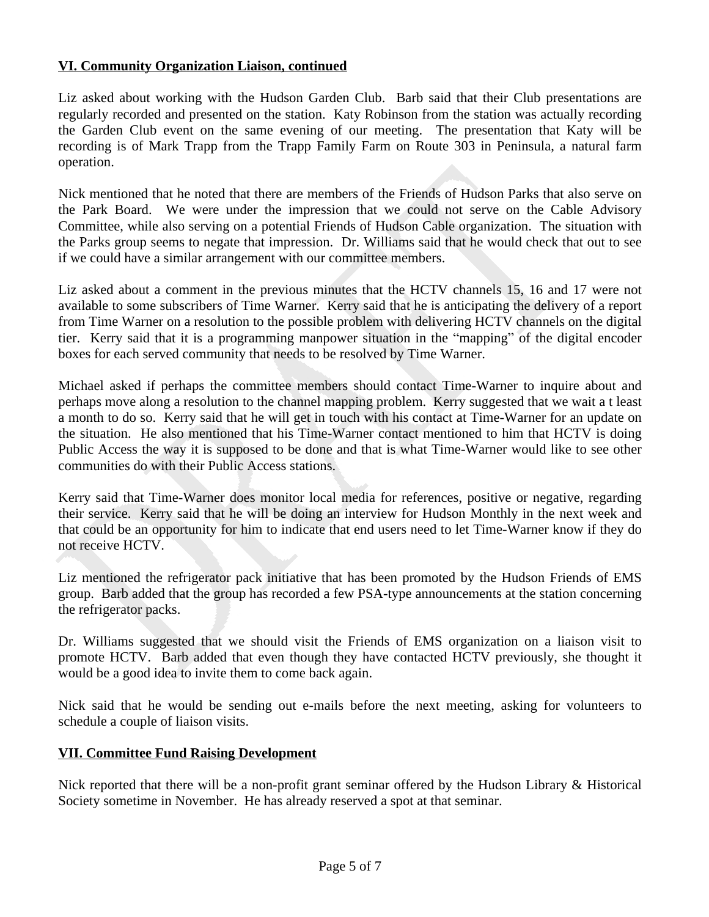**VI. Community Organization Liaison, continued**

Liz asked about working with the Hudson Garden Club. Barb said that their Club presentations are regularly recorded and presented on the station. Katy Robinson from the station was actually recording the Garden Club event on the same evening of our meeting. The presentation that Katy will be recording is of Mark Trapp from the Trapp Family Farm on Route 303 in Peninsula, a natural farm operation.

Nick mentioned that he noted that there are members of the Friends of Hudson Parks that also serve on the Park Board. We were under the impression that we could not serve on the Cable Advisory Committee, while also serving on a potential Friends of Hudson Cable organization. The situation with the Parks group seems to negate that impression. Dr. Williams said that he would check that out to see if we could have a similar arrangement with our committee members.

Liz asked about a comment in the previous minutes that the HCTV channels 15, 16 and 17 were not available to some subscribers of Time Warner. Kerry said that he is anticipating the delivery of a report from Time Warner on a resolution to the possible problem with delivering HCTV channels on the digital tier. Kerry said that it is a programming manpower situation in the "mapping" of the digital encoder boxes for each served community that needs to be resolved by Time Warner.

Michael asked if perhaps the committee members should contact Time-Warner to inquire about and perhaps move along a resolution to the channel mapping problem. Kerry suggested that we wait a t least a month to do so. Kerry said that he will get in touch with his contact at Time-Warner for an update on the situation. He also mentioned that his Time-Warner contact mentioned to him that HCTV is doing Public Access the way it is supposed to be done and that is what Time-Warner would like to see other communities do with their Public Access stations.

Kerry said that Time-Warner does monitor local media for references, positive or negative, regarding their service. Kerry said that he will be doing an interview for Hudson Monthly in the next week and that could be an opportunity for him to indicate that end users need to let Time-Warner know if they do not receive HCTV.

Liz mentioned the refrigerator pack initiative that has been promoted by the Hudson Friends of EMS group. Barb added that the group has recorded a few PSA-type announcements at the station concerning the refrigerator packs.

Dr. Williams suggested that we should visit the Friends of EMS organization on a liaison visit to promote HCTV. Barb added that even though they have contacted HCTV previously, she thought it would be a good idea to invite them to come back again.

Nick said that he would be sending out e-mails before the next meeting, asking for volunteers to schedule a couple of liaison visits.

**VII. Committee Fund Raising Development**

Nick reported that there will be a non-profit grant seminar offered by the Hudson Library & Historical Society sometime in November. He has already reserved a spot at that seminar.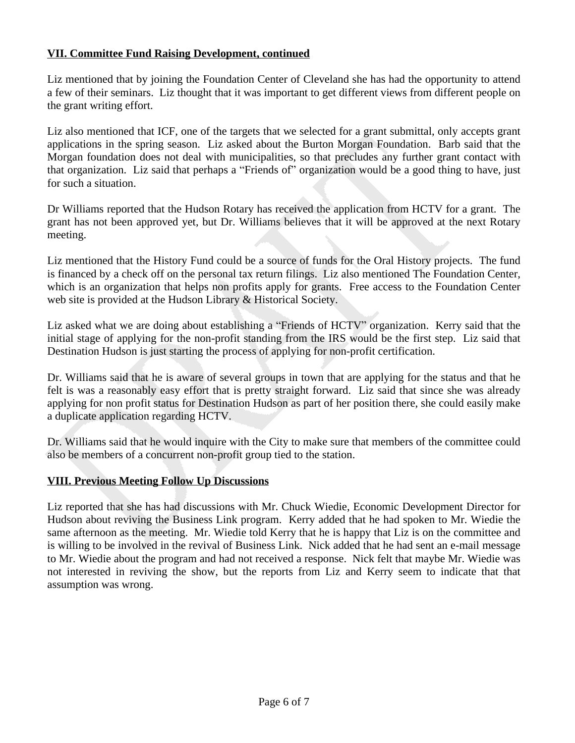## **VII. Committee Fund Raising Development, continued**

Liz mentioned that by joining the Foundation Center of Cleveland she has had the opportunity to attend a few of their seminars. Liz thought that it was important to get different views from different people on the grant writing effort.

Liz also mentioned that ICF, one of the targets that we selected for a grant submittal, only accepts grant applications in the spring season. Liz asked about the Burton Morgan Foundation. Barb said that the Morgan foundation does not deal with municipalities, so that precludes any further grant contact with that organization. Liz said that perhaps a "Friends of" organization would be a good thing to have, just for such a situation.

Dr Williams reported that the Hudson Rotary has received the application from HCTV for a grant. The grant has not been approved yet, but Dr. Williams believes that it will be approved at the next Rotary meeting.

Liz mentioned that the History Fund could be a source of funds for the Oral History projects. The fund is financed by a check off on the personal tax return filings. Liz also mentioned The Foundation Center, which is an organization that helps non profits apply for grants. Free access to the Foundation Center web site is provided at the Hudson Library & Historical Society.

Liz asked what we are doing about establishing a "Friends of HCTV" organization. Kerry said that the initial stage of applying for the non-profit standing from the IRS would be the first step. Liz said that Destination Hudson is just starting the process of applying for non-profit certification.

Dr. Williams said that he is aware of several groups in town that are applying for the status and that he felt is was a reasonably easy effort that is pretty straight forward. Liz said that since she was already applying for non profit status for Destination Hudson as part of her position there, she could easily make a duplicate application regarding HCTV.

Dr. Williams said that he would inquire with the City to make sure that members of the committee could also be members of a concurrent non-profit group tied to the station.

## **VIII. Previous Meeting Follow Up Discussions**

Liz reported that she has had discussions with Mr. Chuck Wiedie, Economic Development Director for Hudson about reviving the Business Link program. Kerry added that he had spoken to Mr. Wiedie the same afternoon as the meeting. Mr. Wiedie told Kerry that he is happy that Liz is on the committee and is willing to be involved in the revival of Business Link. Nick added that he had sent an e-mail message to Mr. Wiedie about the program and had not received a response. Nick felt that maybe Mr. Wiedie was not interested in reviving the show, but the reports from Liz and Kerry seem to indicate that that assumption was wrong.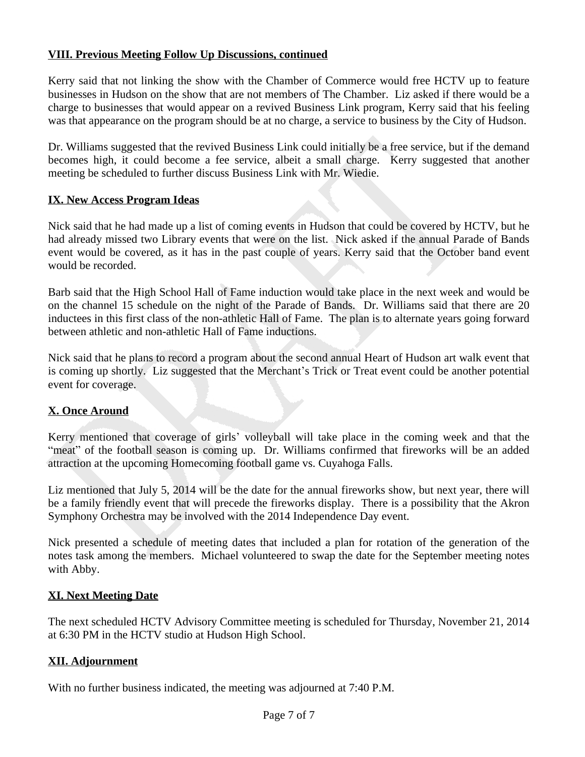## VIII. Previous Meeting Follow Up Discussions, continued

Kerry said that not linking the show with the Chamber of Commerce would free HCTV up to feature businesses in Hudson on the show that are not members of The Chamber. Liz asked if there would be a charge to businesses that would appear on a revived Business Link program, Kerry said that his feeling was that appearance on the program should be at no charge, a service to business by the City of Hudson.

Dr. Williams suggested that the revived Business Link could initially be a free service, but if the demand becomes high, it could become a fee service, albeit a small charge. Kerry suggested that another meeting be scheduled to further discuss Business Link with Mr. Wiedie.

## IX. New Access Program Ideas

Nick said that he had made up a list of coming events in Hudson that could be covered by HCTV, but he had already missed two Library events that were on the list. Nick asked if the annual Parade of Bands event would be covered, as it has in the past couple of years. Kerry said that the October band event would be recorded.

Barb said that the High School Hall of Fame induction would take place in the next week and would be on the channel 15 schedule on the night of the Parade of Bands. Dr. Williams said that there are 20 inductees in this first class of the non-athletic Hall of Fame. The plan is to alternate years going forward between athletic and non-athletic Hall of Fame inductions.

Nick said that he plans to record a program about the second annual Heart of Hudson art walk event that is coming up shortly. Liz suggested that the Merchant's Trick or Treat event could be another potential event for coverage.

## X. Once Around

Kerry mentioned that coverage of girls' volleyball will take place in the coming week and that the "meat" of the football season is coming up. Dr. Williams confirmed that fireworks will be an added attraction at the upcoming Homecoming football game vs. Cuyahoga Falls.

Liz mentioned that July 5, 2014 will be the date for the annual fireworks show, but next year, there will be a family friendly event that will precede the fireworks display. There is a possibility that the Akron Symphony Orchestra may be involved with the 2014 Independence Day event.

Nick presented a schedule of meeting dates that included a plan for rotation of the generation of the notes task among the members. Michael volunteered to swap the date for the September meeting notes with Abby.

## XI. Next Meeting Date

The next scheduled HCTV Advisory Committee meeting is scheduled for Thursday, November 21, 2014 at 6:30 PM in the HCTV studio at Hudson High School.

## XII. Adjournment

With no further business indicated, the meeting was adjourned at 7:40 P.M.